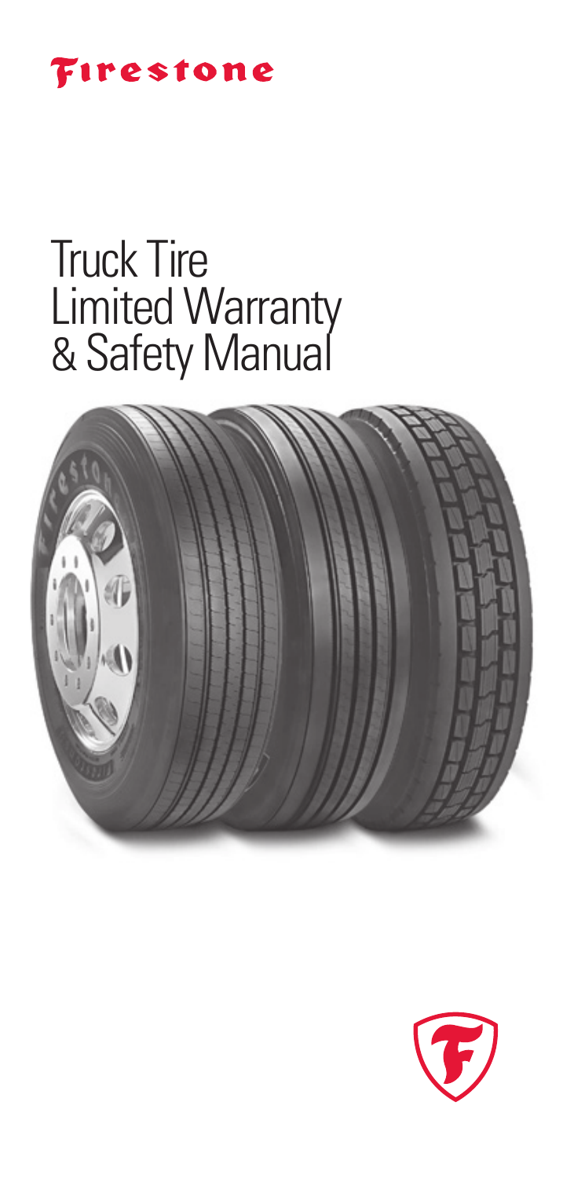Firestone

# Truck Tire Limited Warranty & Safety Manual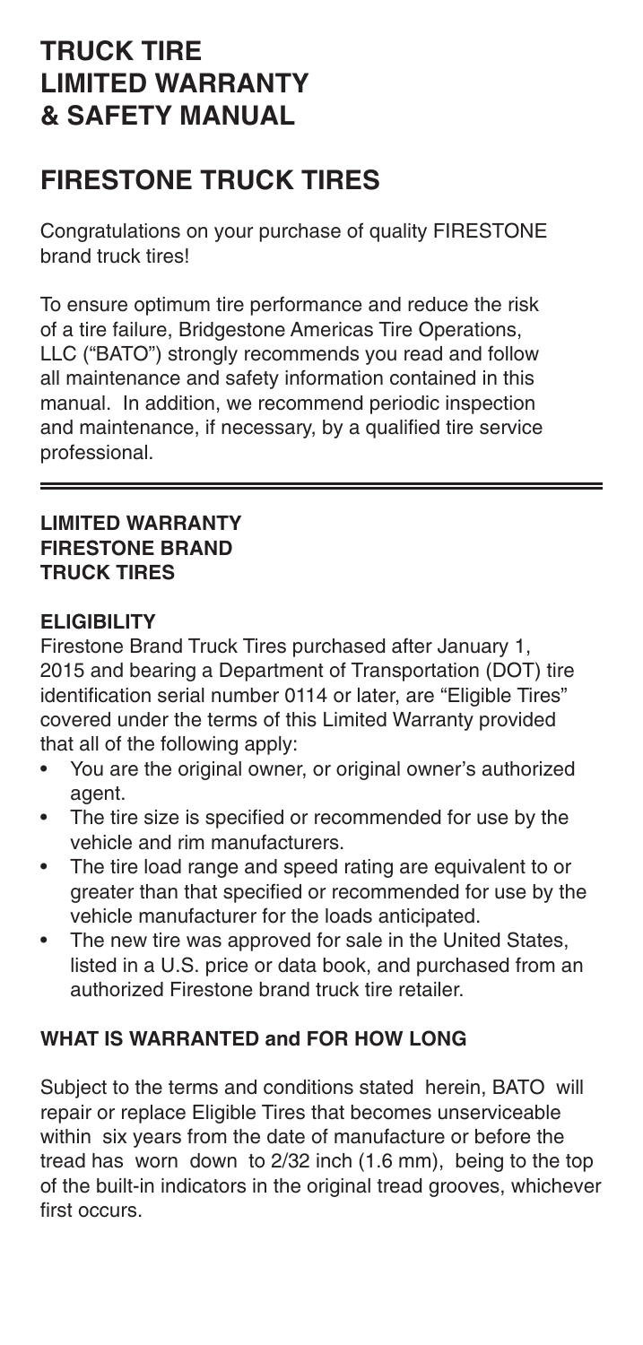# TRUCK TIRE LIMITED WARRANTY & SAFETY MANUAL

# FIRESTONE TRUCK TIRES

Congratulations on your purchase of quality FIRESTONE brand truck tires!

To ensure optimum tire performance and reduce the risk of a tire failure, Bridgestone Americas Tire Operations, LLC ("BATO") strongly recommends you read and follow all maintenance and safety information contained in this manual. In addition, we recommend periodic inspection and maintenance, if necessary, by a qualified tire service professional.

---

## LIMITED WARRANTY FIRESTONE BRAND TRUCK TIRES

### ELIGIBILITY

Firestone Brand Truck Tires purchased after January 1, 2015 and bearing a Department of Transportation (DOT) tire identification serial number 0114 or later, are "Eligible Tires" covered under the terms of this Limited Warranty provided that all of the following apply:

- You are the original owner, or original owner's authorized agent.
- The tire size is specified or recommended for use by the vehicle and rim manufacturers.
- The tire load range and speed rating are equivalent to or greater than that specified or recommended for use by the vehicle manufacturer for the loads anticipated.
- The new tire was approved for sale in the United States, listed in a U.S. price or data book, and purchased from an authorized Firestone brand truck tire retailer.

### WHAT IS WARRANTED and FOR HOW LONG

Subject to the terms and conditions stated herein, BATO will repair or replace Eligible Tires that becomes unserviceable within six years from the date of manufacture or before the tread has worn down to 2/32 inch (1.6 mm), being to the top of the built-in indicators in the original tread grooves, whichever first occurs.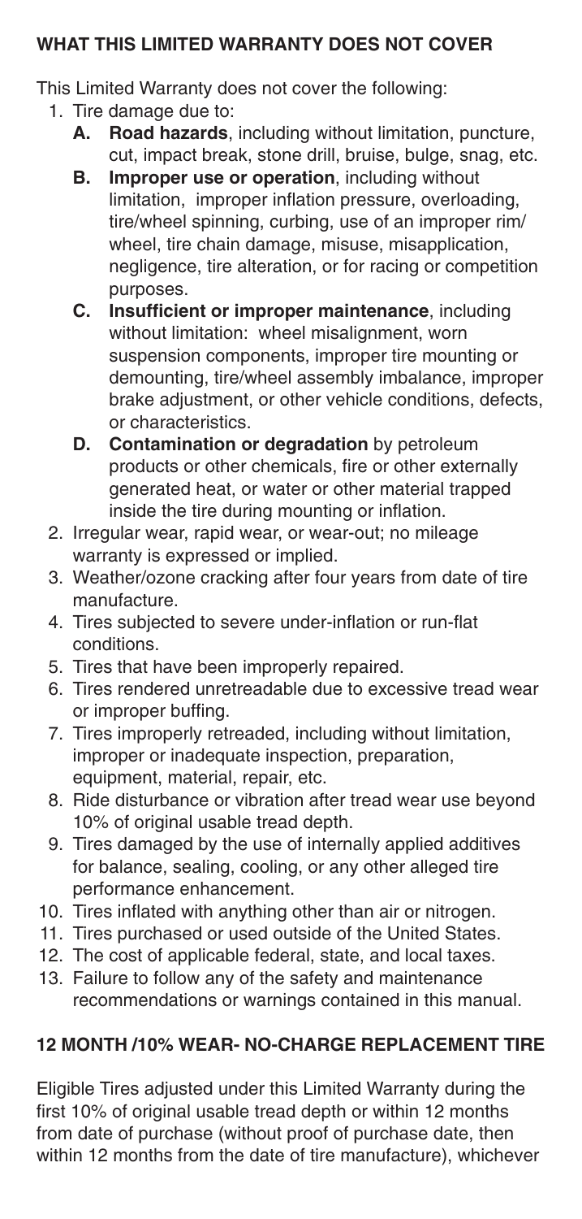## WHAT THIS LIMITED WARRANTY DOES NOT COVER

This Limited Warranty does not cover the following:

1. Tire damage due to:
   - **A. Road hazards**, including without limitation, puncture, cut, impact break, stone drill, bruise, bulge, snag, etc.
   - **B. Improper use or operation**, including without limitation, improper inflation pressure, overloading, tire/wheel spinning, curbing, use of an improper rim/wheel, tire chain damage, misuse, misapplication, negligence, tire alteration, or for racing or competition purposes.
   - **C. Insufficient or improper maintenance**, including without limitation: wheel misalignment, worn suspension components, improper tire mounting or demounting, tire/wheel assembly imbalance, improper brake adjustment, or other vehicle conditions, defects, or characteristics.
   - **D. Contamination or degradation** by petroleum products or other chemicals, fire or other externally generated heat, or water or other material trapped inside the tire during mounting or inflation.
2. Irregular wear, rapid wear, or wear-out; no mileage warranty is expressed or implied.
3. Weather/ozone cracking after four years from date of tire manufacture.
4. Tires subjected to severe under-inflation or run-flat conditions.
5. Tires that have been improperly repaired.
6. Tires rendered unretreadable due to excessive tread wear or improper buffing.
7. Tires improperly retreaded, including without limitation, improper or inadequate inspection, preparation, equipment, material, repair, etc.
8. Ride disturbance or vibration after tread wear use beyond 10% of original usable tread depth.
9. Tires damaged by the use of internally applied additives for balance, sealing, cooling, or any other alleged tire performance enhancement.
10. Tires inflated with anything other than air or nitrogen.
11. Tires purchased or used outside of the United States.
12. The cost of applicable federal, state, and local taxes.
13. Failure to follow any of the safety and maintenance recommendations or warnings contained in this manual.

## 12 MONTH /10% WEAR- NO-CHARGE REPLACEMENT TIRE

Eligible Tires adjusted under this Limited Warranty during the first 10% of original usable tread depth or within 12 months from date of purchase (without proof of purchase date, then within 12 months from the date of tire manufacture), whichever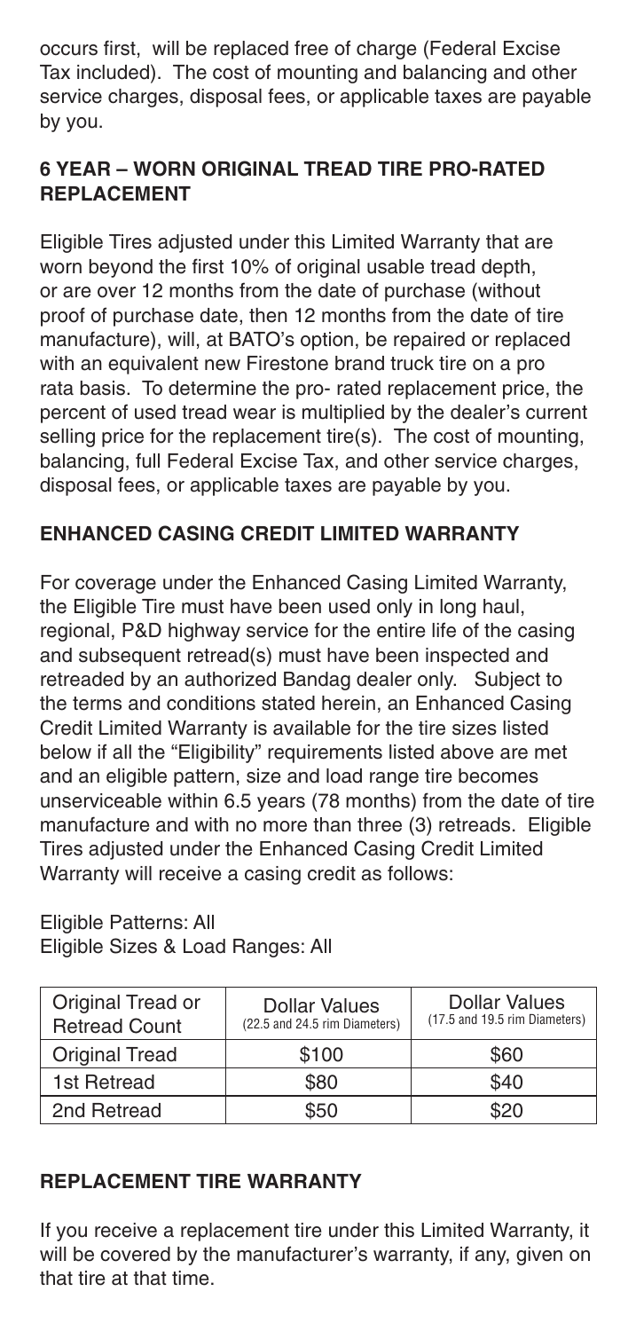occurs first, will be replaced free of charge (Federal Excise Tax included). The cost of mounting and balancing and other service charges, disposal fees, or applicable taxes are payable by you.

## 6 YEAR – WORN ORIGINAL TREAD TIRE PRO-RATED REPLACEMENT

Eligible Tires adjusted under this Limited Warranty that are worn beyond the first 10% of original usable tread depth, or are over 12 months from the date of purchase (without proof of purchase date, then 12 months from the date of tire manufacture), will, at BATO's option, be repaired or replaced with an equivalent new Firestone brand truck tire on a pro rata basis. To determine the pro- rated replacement price, the percent of used tread wear is multiplied by the dealer's current selling price for the replacement tire(s). The cost of mounting, balancing, full Federal Excise Tax, and other service charges, disposal fees, or applicable taxes are payable by you.

## ENHANCED CASING CREDIT LIMITED WARRANTY

For coverage under the Enhanced Casing Limited Warranty, the Eligible Tire must have been used only in long haul, regional, P&D highway service for the entire life of the casing and subsequent retread(s) must have been inspected and retreaded by an authorized Bandag dealer only. Subject to the terms and conditions stated herein, an Enhanced Casing Credit Limited Warranty is available for the tire sizes listed below if all the "Eligibility" requirements listed above are met and an eligible pattern, size and load range tire becomes unserviceable within 6.5 years (78 months) from the date of tire manufacture and with no more than three (3) retreads. Eligible Tires adjusted under the Enhanced Casing Credit Limited Warranty will receive a casing credit as follows:

Eligible Patterns: All
Eligible Sizes & Load Ranges: All

| Original Tread or Retread Count | Dollar Values (22.5 and 24.5 rim Diameters) | Dollar Values (17.5 and 19.5 rim Diameters) |
|---|---|---|
| Original Tread | $100 | $60 |
| 1st Retread | $80 | $40 |
| 2nd Retread | $50 | $20 |

## REPLACEMENT TIRE WARRANTY

If you receive a replacement tire under this Limited Warranty, it will be covered by the manufacturer's warranty, if any, given on that tire at that time.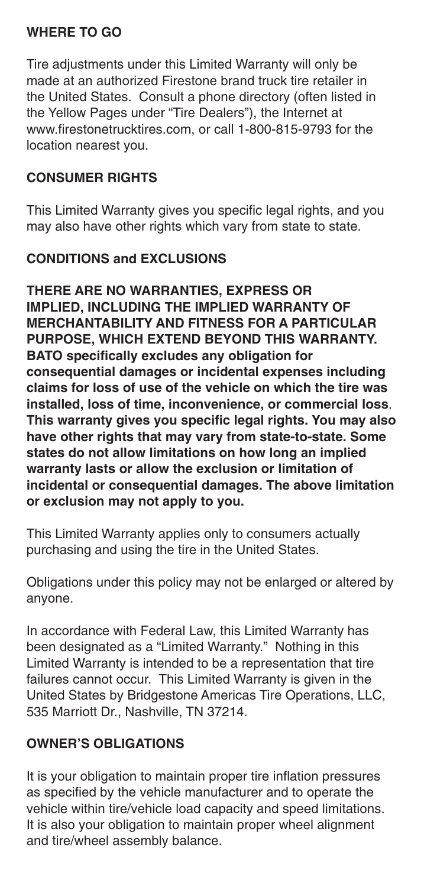## WHERE TO GO

Tire adjustments under this Limited Warranty will only be made at an authorized Firestone brand truck tire retailer in the United States. Consult a phone directory (often listed in the Yellow Pages under "Tire Dealers"), the Internet at www.firestonetrucktires.com, or call 1-800-815-9793 for the location nearest you.

## CONSUMER RIGHTS

This Limited Warranty gives you specific legal rights, and you may also have other rights which vary from state to state.

## CONDITIONS and EXCLUSIONS

**THERE ARE NO WARRANTIES, EXPRESS OR IMPLIED, INCLUDING THE IMPLIED WARRANTY OF MERCHANTABILITY AND FITNESS FOR A PARTICULAR PURPOSE, WHICH EXTEND BEYOND THIS WARRANTY. BATO specifically excludes any obligation for consequential damages or incidental expenses including claims for loss of use of the vehicle on which the tire was installed, loss of time, inconvenience, or commercial loss. This warranty gives you specific legal rights. You may also have other rights that may vary from state-to-state. Some states do not allow limitations on how long an implied warranty lasts or allow the exclusion or limitation of incidental or consequential damages. The above limitation or exclusion may not apply to you.**

This Limited Warranty applies only to consumers actually purchasing and using the tire in the United States.

Obligations under this policy may not be enlarged or altered by anyone.

In accordance with Federal Law, this Limited Warranty has been designated as a "Limited Warranty." Nothing in this Limited Warranty is intended to be a representation that tire failures cannot occur. This Limited Warranty is given in the United States by Bridgestone Americas Tire Operations, LLC, 535 Marriott Dr., Nashville, TN 37214.

## OWNER'S OBLIGATIONS

It is your obligation to maintain proper tire inflation pressures as specified by the vehicle manufacturer and to operate the vehicle within tire/vehicle load capacity and speed limitations. It is also your obligation to maintain proper wheel alignment and tire/wheel assembly balance.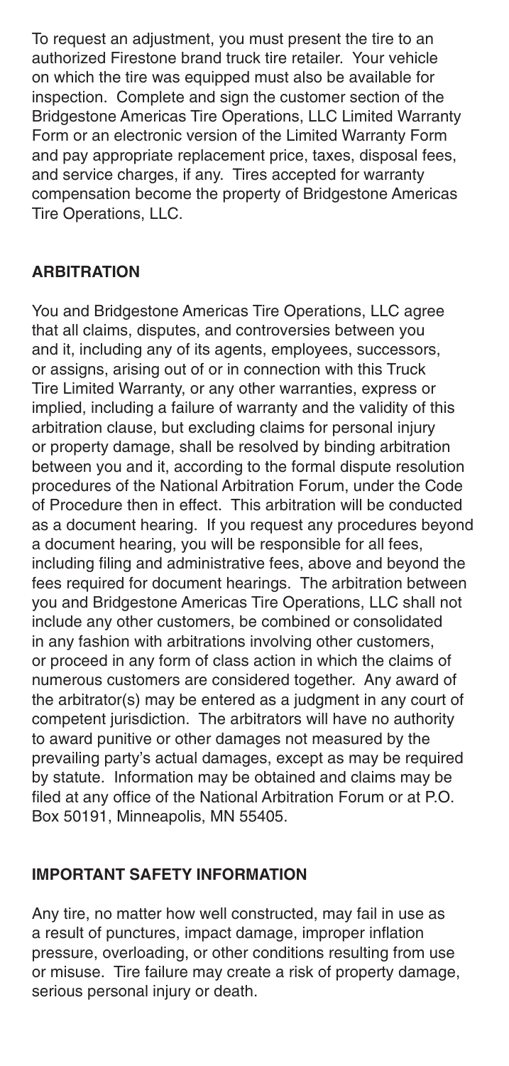To request an adjustment, you must present the tire to an authorized Firestone brand truck tire retailer. Your vehicle on which the tire was equipped must also be available for inspection. Complete and sign the customer section of the Bridgestone Americas Tire Operations, LLC Limited Warranty Form or an electronic version of the Limited Warranty Form and pay appropriate replacement price, taxes, disposal fees, and service charges, if any. Tires accepted for warranty compensation become the property of Bridgestone Americas Tire Operations, LLC.

## ARBITRATION

You and Bridgestone Americas Tire Operations, LLC agree that all claims, disputes, and controversies between you and it, including any of its agents, employees, successors, or assigns, arising out of or in connection with this Truck Tire Limited Warranty, or any other warranties, express or implied, including a failure of warranty and the validity of this arbitration clause, but excluding claims for personal injury or property damage, shall be resolved by binding arbitration between you and it, according to the formal dispute resolution procedures of the National Arbitration Forum, under the Code of Procedure then in effect. This arbitration will be conducted as a document hearing. If you request any procedures beyond a document hearing, you will be responsible for all fees, including filing and administrative fees, above and beyond the fees required for document hearings. The arbitration between you and Bridgestone Americas Tire Operations, LLC shall not include any other customers, be combined or consolidated in any fashion with arbitrations involving other customers, or proceed in any form of class action in which the claims of numerous customers are considered together. Any award of the arbitrator(s) may be entered as a judgment in any court of competent jurisdiction. The arbitrators will have no authority to award punitive or other damages not measured by the prevailing party's actual damages, except as may be required by statute. Information may be obtained and claims may be filed at any office of the National Arbitration Forum or at P.O. Box 50191, Minneapolis, MN 55405.

## IMPORTANT SAFETY INFORMATION

Any tire, no matter how well constructed, may fail in use as a result of punctures, impact damage, improper inflation pressure, overloading, or other conditions resulting from use or misuse. Tire failure may create a risk of property damage, serious personal injury or death.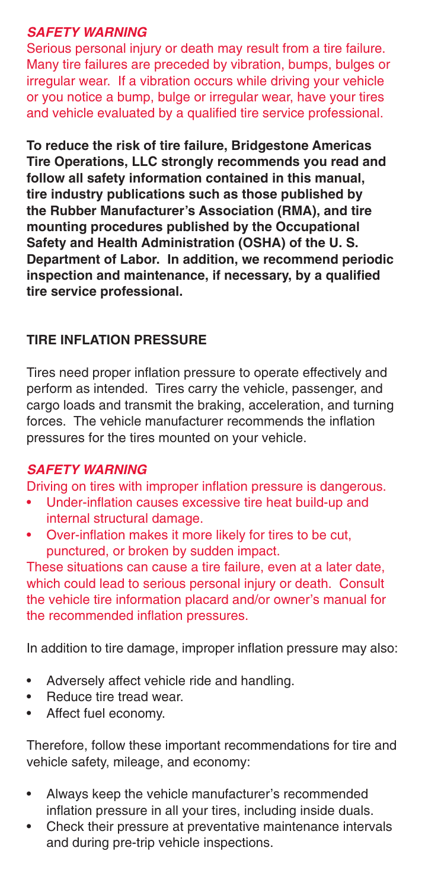***SAFETY WARNING***

Serious personal injury or death may result from a tire failure. Many tire failures are preceded by vibration, bumps, bulges or irregular wear. If a vibration occurs while driving your vehicle or you notice a bump, bulge or irregular wear, have your tires and vehicle evaluated by a qualified tire service professional.

**To reduce the risk of tire failure, Bridgestone Americas Tire Operations, LLC strongly recommends you read and follow all safety information contained in this manual, tire industry publications such as those published by the Rubber Manufacturer's Association (RMA), and tire mounting procedures published by the Occupational Safety and Health Administration (OSHA) of the U. S. Department of Labor. In addition, we recommend periodic inspection and maintenance, if necessary, by a qualified tire service professional.**

## TIRE INFLATION PRESSURE

Tires need proper inflation pressure to operate effectively and perform as intended. Tires carry the vehicle, passenger, and cargo loads and transmit the braking, acceleration, and turning forces. The vehicle manufacturer recommends the inflation pressures for the tires mounted on your vehicle.

***SAFETY WARNING***

Driving on tires with improper inflation pressure is dangerous.

- Under-inflation causes excessive tire heat build-up and internal structural damage.
- Over-inflation makes it more likely for tires to be cut, punctured, or broken by sudden impact.

These situations can cause a tire failure, even at a later date, which could lead to serious personal injury or death. Consult the vehicle tire information placard and/or owner's manual for the recommended inflation pressures.

In addition to tire damage, improper inflation pressure may also:

- Adversely affect vehicle ride and handling.
- Reduce tire tread wear.
- Affect fuel economy.

Therefore, follow these important recommendations for tire and vehicle safety, mileage, and economy:

- Always keep the vehicle manufacturer's recommended inflation pressure in all your tires, including inside duals.
- Check their pressure at preventative maintenance intervals and during pre-trip vehicle inspections.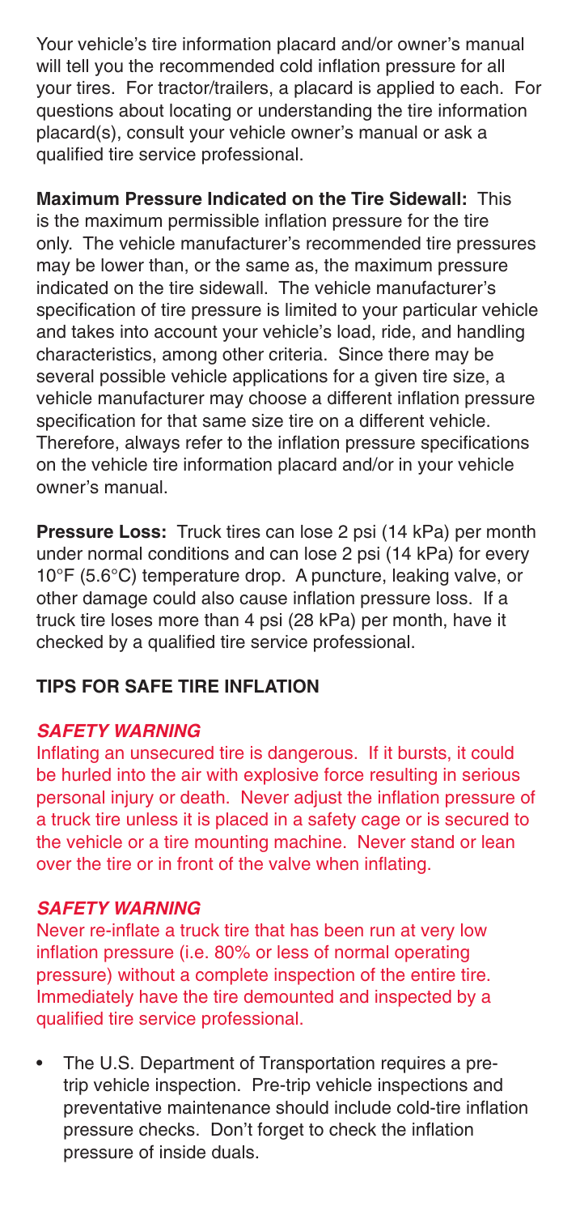Your vehicle's tire information placard and/or owner's manual will tell you the recommended cold inflation pressure for all your tires. For tractor/trailers, a placard is applied to each. For questions about locating or understanding the tire information placard(s), consult your vehicle owner's manual or ask a qualified tire service professional.

**Maximum Pressure Indicated on the Tire Sidewall:** This is the maximum permissible inflation pressure for the tire only. The vehicle manufacturer's recommended tire pressures may be lower than, or the same as, the maximum pressure indicated on the tire sidewall. The vehicle manufacturer's specification of tire pressure is limited to your particular vehicle and takes into account your vehicle's load, ride, and handling characteristics, among other criteria. Since there may be several possible vehicle applications for a given tire size, a vehicle manufacturer may choose a different inflation pressure specification for that same size tire on a different vehicle. Therefore, always refer to the inflation pressure specifications on the vehicle tire information placard and/or in your vehicle owner's manual.

**Pressure Loss:** Truck tires can lose 2 psi (14 kPa) per month under normal conditions and can lose 2 psi (14 kPa) for every 10°F (5.6°C) temperature drop. A puncture, leaking valve, or other damage could also cause inflation pressure loss. If a truck tire loses more than 4 psi (28 kPa) per month, have it checked by a qualified tire service professional.

## TIPS FOR SAFE TIRE INFLATION

***SAFETY WARNING***

Inflating an unsecured tire is dangerous. If it bursts, it could be hurled into the air with explosive force resulting in serious personal injury or death. Never adjust the inflation pressure of a truck tire unless it is placed in a safety cage or is secured to the vehicle or a tire mounting machine. Never stand or lean over the tire or in front of the valve when inflating.

***SAFETY WARNING***

Never re-inflate a truck tire that has been run at very low inflation pressure (i.e. 80% or less of normal operating pressure) without a complete inspection of the entire tire. Immediately have the tire demounted and inspected by a qualified tire service professional.

- The U.S. Department of Transportation requires a pre-trip vehicle inspection. Pre-trip vehicle inspections and preventative maintenance should include cold-tire inflation pressure checks. Don't forget to check the inflation pressure of inside duals.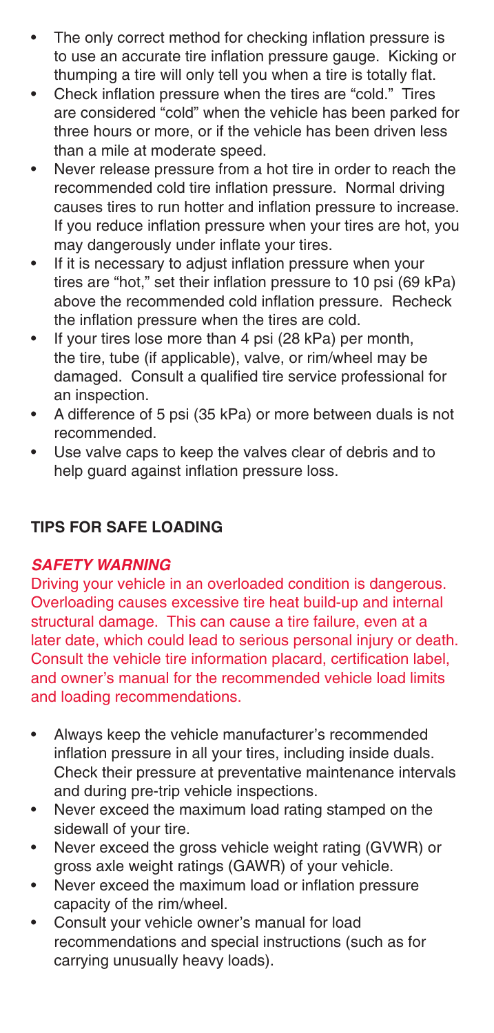- The only correct method for checking inflation pressure is to use an accurate tire inflation pressure gauge. Kicking or thumping a tire will only tell you when a tire is totally flat.
- Check inflation pressure when the tires are "cold." Tires are considered "cold" when the vehicle has been parked for three hours or more, or if the vehicle has been driven less than a mile at moderate speed.
- Never release pressure from a hot tire in order to reach the recommended cold tire inflation pressure. Normal driving causes tires to run hotter and inflation pressure to increase. If you reduce inflation pressure when your tires are hot, you may dangerously under inflate your tires.
- If it is necessary to adjust inflation pressure when your tires are "hot," set their inflation pressure to 10 psi (69 kPa) above the recommended cold inflation pressure. Recheck the inflation pressure when the tires are cold.
- If your tires lose more than 4 psi (28 kPa) per month, the tire, tube (if applicable), valve, or rim/wheel may be damaged. Consult a qualified tire service professional for an inspection.
- A difference of 5 psi (35 kPa) or more between duals is not recommended.
- Use valve caps to keep the valves clear of debris and to help guard against inflation pressure loss.

## TIPS FOR SAFE LOADING

***SAFETY WARNING***

Driving your vehicle in an overloaded condition is dangerous. Overloading causes excessive tire heat build-up and internal structural damage. This can cause a tire failure, even at a later date, which could lead to serious personal injury or death. Consult the vehicle tire information placard, certification label, and owner's manual for the recommended vehicle load limits and loading recommendations.

- Always keep the vehicle manufacturer's recommended inflation pressure in all your tires, including inside duals. Check their pressure at preventative maintenance intervals and during pre-trip vehicle inspections.
- Never exceed the maximum load rating stamped on the sidewall of your tire.
- Never exceed the gross vehicle weight rating (GVWR) or gross axle weight ratings (GAWR) of your vehicle.
- Never exceed the maximum load or inflation pressure capacity of the rim/wheel.
- Consult your vehicle owner's manual for load recommendations and special instructions (such as for carrying unusually heavy loads).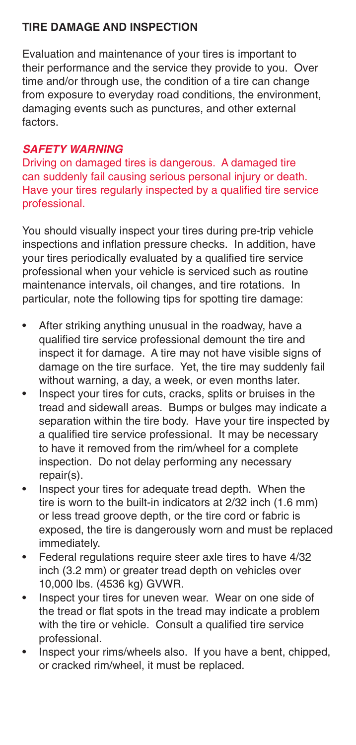## TIRE DAMAGE AND INSPECTION

Evaluation and maintenance of your tires is important to their performance and the service they provide to you. Over time and/or through use, the condition of a tire can change from exposure to everyday road conditions, the environment, damaging events such as punctures, and other external factors.

***SAFETY WARNING***

Driving on damaged tires is dangerous. A damaged tire can suddenly fail causing serious personal injury or death. Have your tires regularly inspected by a qualified tire service professional.

You should visually inspect your tires during pre-trip vehicle inspections and inflation pressure checks. In addition, have your tires periodically evaluated by a qualified tire service professional when your vehicle is serviced such as routine maintenance intervals, oil changes, and tire rotations. In particular, note the following tips for spotting tire damage:

- After striking anything unusual in the roadway, have a qualified tire service professional demount the tire and inspect it for damage. A tire may not have visible signs of damage on the tire surface. Yet, the tire may suddenly fail without warning, a day, a week, or even months later.
- Inspect your tires for cuts, cracks, splits or bruises in the tread and sidewall areas. Bumps or bulges may indicate a separation within the tire body. Have your tire inspected by a qualified tire service professional. It may be necessary to have it removed from the rim/wheel for a complete inspection. Do not delay performing any necessary repair(s).
- Inspect your tires for adequate tread depth. When the tire is worn to the built-in indicators at 2/32 inch (1.6 mm) or less tread groove depth, or the tire cord or fabric is exposed, the tire is dangerously worn and must be replaced immediately.
- Federal regulations require steer axle tires to have 4/32 inch (3.2 mm) or greater tread depth on vehicles over 10,000 lbs. (4536 kg) GVWR.
- Inspect your tires for uneven wear. Wear on one side of the tread or flat spots in the tread may indicate a problem with the tire or vehicle. Consult a qualified tire service professional.
- Inspect your rims/wheels also. If you have a bent, chipped, or cracked rim/wheel, it must be replaced.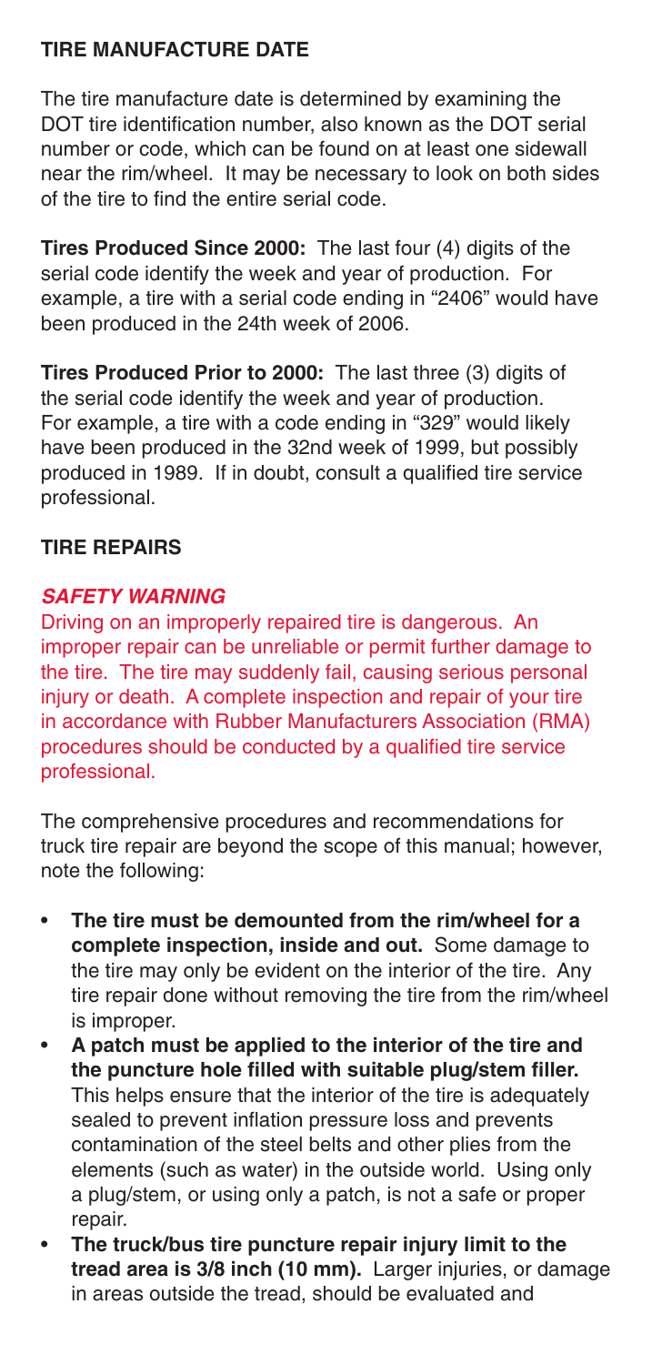## TIRE MANUFACTURE DATE

The tire manufacture date is determined by examining the DOT tire identification number, also known as the DOT serial number or code, which can be found on at least one sidewall near the rim/wheel. It may be necessary to look on both sides of the tire to find the entire serial code.

**Tires Produced Since 2000:** The last four (4) digits of the serial code identify the week and year of production. For example, a tire with a serial code ending in "2406" would have been produced in the 24th week of 2006.

**Tires Produced Prior to 2000:** The last three (3) digits of the serial code identify the week and year of production. For example, a tire with a code ending in "329" would likely have been produced in the 32nd week of 1999, but possibly produced in 1989. If in doubt, consult a qualified tire service professional.

## TIRE REPAIRS

### *SAFETY WARNING*

Driving on an improperly repaired tire is dangerous. An improper repair can be unreliable or permit further damage to the tire. The tire may suddenly fail, causing serious personal injury or death. A complete inspection and repair of your tire in accordance with Rubber Manufacturers Association (RMA) procedures should be conducted by a qualified tire service professional.

The comprehensive procedures and recommendations for truck tire repair are beyond the scope of this manual; however, note the following:

- **The tire must be demounted from the rim/wheel for a complete inspection, inside and out.** Some damage to the tire may only be evident on the interior of the tire. Any tire repair done without removing the tire from the rim/wheel is improper.
- **A patch must be applied to the interior of the tire and the puncture hole filled with suitable plug/stem filler.** This helps ensure that the interior of the tire is adequately sealed to prevent inflation pressure loss and prevents contamination of the steel belts and other plies from the elements (such as water) in the outside world. Using only a plug/stem, or using only a patch, is not a safe or proper repair.
- **The truck/bus tire puncture repair injury limit to the tread area is 3/8 inch (10 mm).** Larger injuries, or damage in areas outside the tread, should be evaluated and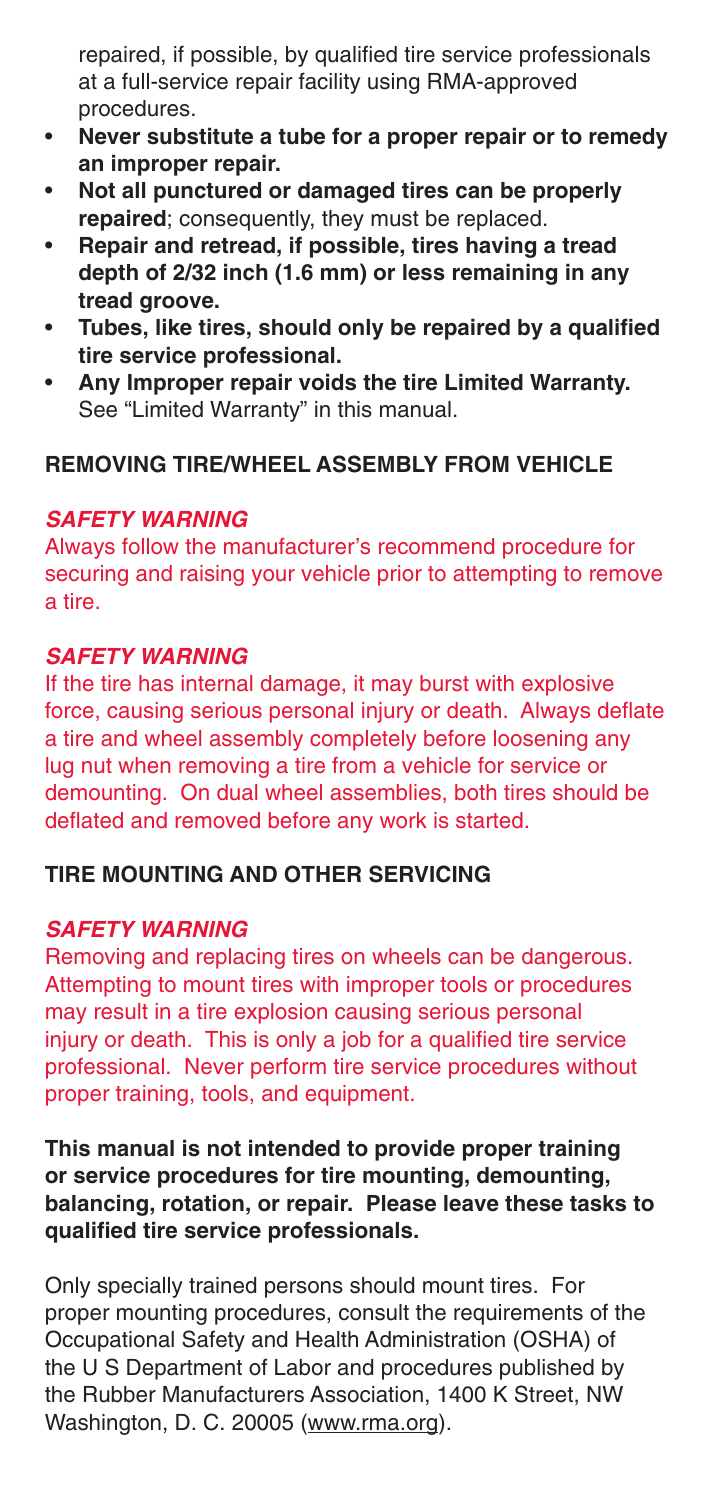repaired, if possible, by qualified tire service professionals at a full-service repair facility using RMA-approved procedures.

- **Never substitute a tube for a proper repair or to remedy an improper repair.**
- **Not all punctured or damaged tires can be properly repaired**; consequently, they must be replaced.
- **Repair and retread, if possible, tires having a tread depth of 2/32 inch (1.6 mm) or less remaining in any tread groove.**
- **Tubes, like tires, should only be repaired by a qualified tire service professional.**
- **Any Improper repair voids the tire Limited Warranty.** See "Limited Warranty" in this manual.

## REMOVING TIRE/WHEEL ASSEMBLY FROM VEHICLE

***SAFETY WARNING***

Always follow the manufacturer's recommend procedure for securing and raising your vehicle prior to attempting to remove a tire.

***SAFETY WARNING***

If the tire has internal damage, it may burst with explosive force, causing serious personal injury or death. Always deflate a tire and wheel assembly completely before loosening any lug nut when removing a tire from a vehicle for service or demounting. On dual wheel assemblies, both tires should be deflated and removed before any work is started.

## TIRE MOUNTING AND OTHER SERVICING

***SAFETY WARNING***

Removing and replacing tires on wheels can be dangerous. Attempting to mount tires with improper tools or procedures may result in a tire explosion causing serious personal injury or death. This is only a job for a qualified tire service professional. Never perform tire service procedures without proper training, tools, and equipment.

**This manual is not intended to provide proper training or service procedures for tire mounting, demounting, balancing, rotation, or repair. Please leave these tasks to qualified tire service professionals.**

Only specially trained persons should mount tires. For proper mounting procedures, consult the requirements of the Occupational Safety and Health Administration (OSHA) of the U S Department of Labor and procedures published by the Rubber Manufacturers Association, 1400 K Street, NW Washington, D. C. 20005 (www.rma.org).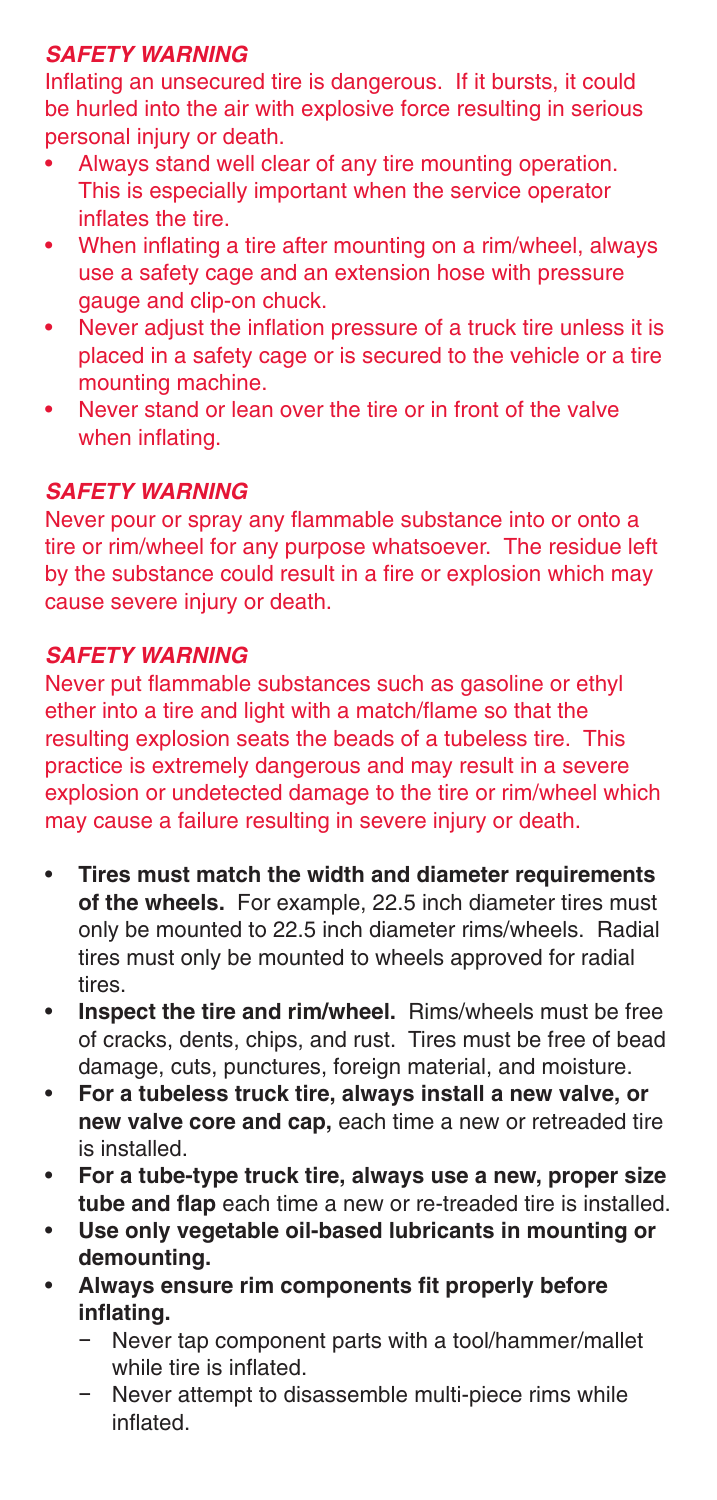***SAFETY WARNING***

Inflating an unsecured tire is dangerous. If it bursts, it could be hurled into the air with explosive force resulting in serious personal injury or death.

- Always stand well clear of any tire mounting operation. This is especially important when the service operator inflates the tire.
- When inflating a tire after mounting on a rim/wheel, always use a safety cage and an extension hose with pressure gauge and clip-on chuck.
- Never adjust the inflation pressure of a truck tire unless it is placed in a safety cage or is secured to the vehicle or a tire mounting machine.
- Never stand or lean over the tire or in front of the valve when inflating.

***SAFETY WARNING***

Never pour or spray any flammable substance into or onto a tire or rim/wheel for any purpose whatsoever. The residue left by the substance could result in a fire or explosion which may cause severe injury or death.

***SAFETY WARNING***

Never put flammable substances such as gasoline or ethyl ether into a tire and light with a match/flame so that the resulting explosion seats the beads of a tubeless tire. This practice is extremely dangerous and may result in a severe explosion or undetected damage to the tire or rim/wheel which may cause a failure resulting in severe injury or death.

- **Tires must match the width and diameter requirements of the wheels.** For example, 22.5 inch diameter tires must only be mounted to 22.5 inch diameter rims/wheels. Radial tires must only be mounted to wheels approved for radial tires.
- **Inspect the tire and rim/wheel.** Rims/wheels must be free of cracks, dents, chips, and rust. Tires must be free of bead damage, cuts, punctures, foreign material, and moisture.
- **For a tubeless truck tire, always install a new valve, or new valve core and cap,** each time a new or retreaded tire is installed.
- **For a tube-type truck tire, always use a new, proper size tube and flap** each time a new or re-treaded tire is installed.
- **Use only vegetable oil-based lubricants in mounting or demounting.**
- **Always ensure rim components fit properly before inflating.**
  - Never tap component parts with a tool/hammer/mallet while tire is inflated.
  - Never attempt to disassemble multi-piece rims while inflated.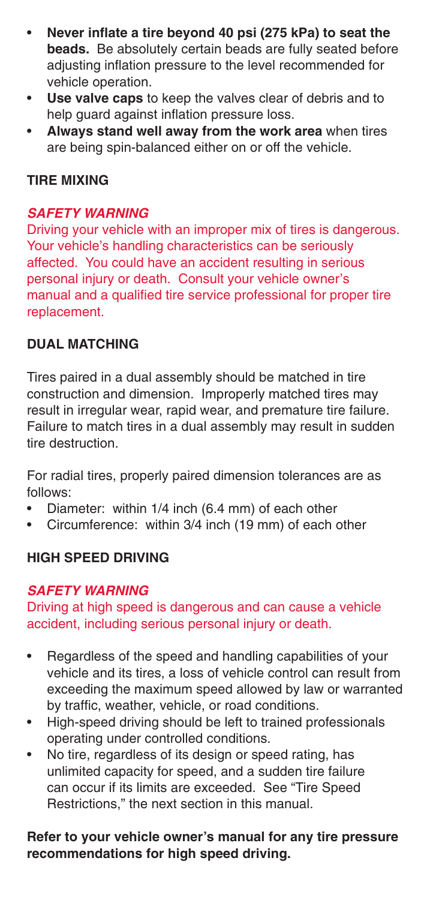- **Never inflate a tire beyond 40 psi (275 kPa) to seat the beads.** Be absolutely certain beads are fully seated before adjusting inflation pressure to the level recommended for vehicle operation.
- **Use valve caps** to keep the valves clear of debris and to help guard against inflation pressure loss.
- **Always stand well away from the work area** when tires are being spin-balanced either on or off the vehicle.

## TIRE MIXING

***SAFETY WARNING***

Driving your vehicle with an improper mix of tires is dangerous. Your vehicle's handling characteristics can be seriously affected. You could have an accident resulting in serious personal injury or death. Consult your vehicle owner's manual and a qualified tire service professional for proper tire replacement.

## DUAL MATCHING

Tires paired in a dual assembly should be matched in tire construction and dimension. Improperly matched tires may result in irregular wear, rapid wear, and premature tire failure. Failure to match tires in a dual assembly may result in sudden tire destruction.

For radial tires, properly paired dimension tolerances are as follows:

- Diameter: within 1/4 inch (6.4 mm) of each other
- Circumference: within 3/4 inch (19 mm) of each other

## HIGH SPEED DRIVING

***SAFETY WARNING***

Driving at high speed is dangerous and can cause a vehicle accident, including serious personal injury or death.

- Regardless of the speed and handling capabilities of your vehicle and its tires, a loss of vehicle control can result from exceeding the maximum speed allowed by law or warranted by traffic, weather, vehicle, or road conditions.
- High-speed driving should be left to trained professionals operating under controlled conditions.
- No tire, regardless of its design or speed rating, has unlimited capacity for speed, and a sudden tire failure can occur if its limits are exceeded. See "Tire Speed Restrictions," the next section in this manual.

**Refer to your vehicle owner's manual for any tire pressure recommendations for high speed driving.**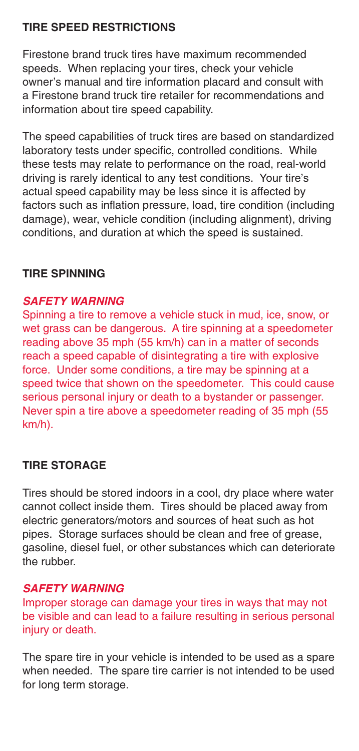## TIRE SPEED RESTRICTIONS

Firestone brand truck tires have maximum recommended speeds. When replacing your tires, check your vehicle owner's manual and tire information placard and consult with a Firestone brand truck tire retailer for recommendations and information about tire speed capability.

The speed capabilities of truck tires are based on standardized laboratory tests under specific, controlled conditions. While these tests may relate to performance on the road, real-world driving is rarely identical to any test conditions. Your tire's actual speed capability may be less since it is affected by factors such as inflation pressure, load, tire condition (including damage), wear, vehicle condition (including alignment), driving conditions, and duration at which the speed is sustained.

## TIRE SPINNING

***SAFETY WARNING***

Spinning a tire to remove a vehicle stuck in mud, ice, snow, or wet grass can be dangerous. A tire spinning at a speedometer reading above 35 mph (55 km/h) can in a matter of seconds reach a speed capable of disintegrating a tire with explosive force. Under some conditions, a tire may be spinning at a speed twice that shown on the speedometer. This could cause serious personal injury or death to a bystander or passenger. Never spin a tire above a speedometer reading of 35 mph (55 km/h).

## TIRE STORAGE

Tires should be stored indoors in a cool, dry place where water cannot collect inside them. Tires should be placed away from electric generators/motors and sources of heat such as hot pipes. Storage surfaces should be clean and free of grease, gasoline, diesel fuel, or other substances which can deteriorate the rubber.

***SAFETY WARNING***

Improper storage can damage your tires in ways that may not be visible and can lead to a failure resulting in serious personal injury or death.

The spare tire in your vehicle is intended to be used as a spare when needed. The spare tire carrier is not intended to be used for long term storage.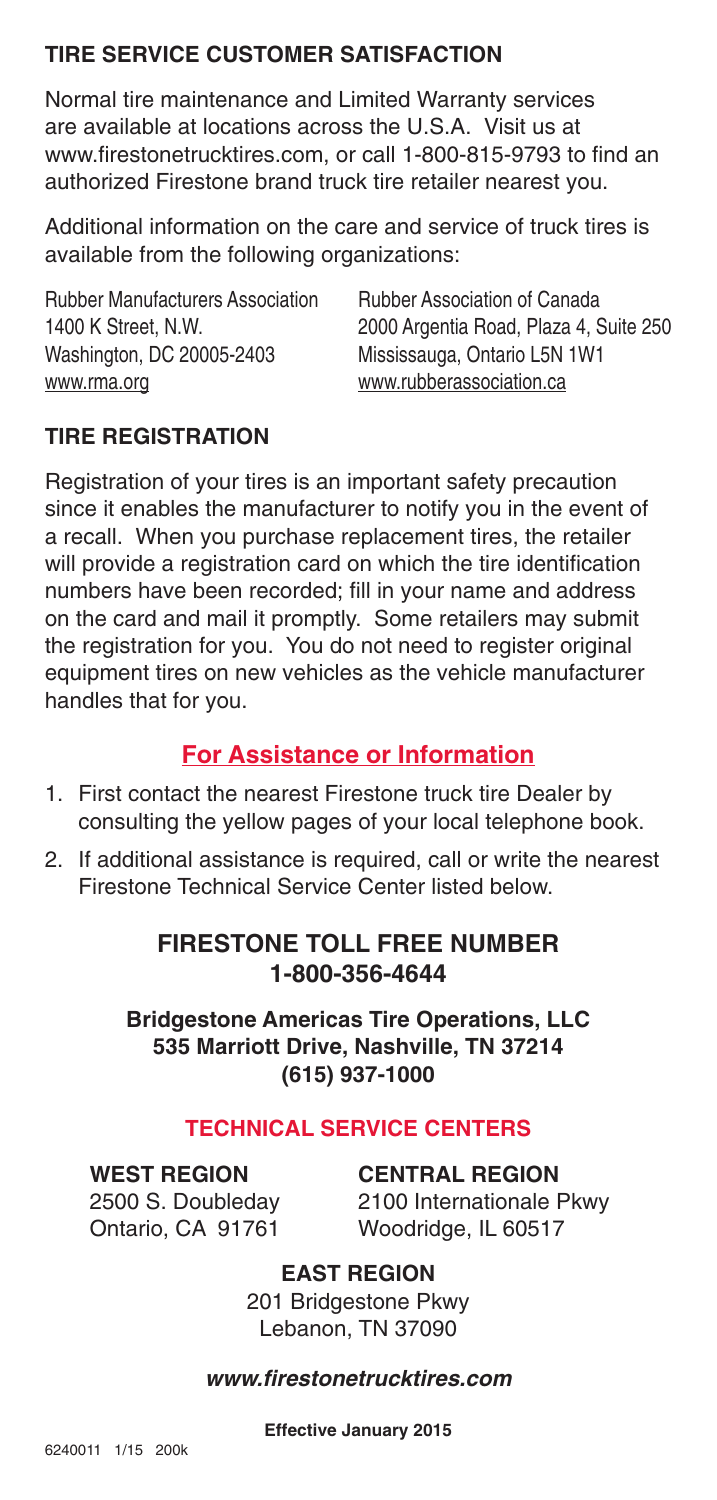## TIRE SERVICE CUSTOMER SATISFACTION

Normal tire maintenance and Limited Warranty services are available at locations across the U.S.A. Visit us at www.firestonetrucktires.com, or call 1-800-815-9793 to find an authorized Firestone brand truck tire retailer nearest you.

Additional information on the care and service of truck tires is available from the following organizations:

Rubber Manufacturers Association
1400 K Street, N.W.
Washington, DC 20005-2403
www.rma.org

Rubber Association of Canada
2000 Argentia Road, Plaza 4, Suite 250
Mississauga, Ontario L5N 1W1
www.rubberassociation.ca

## TIRE REGISTRATION

Registration of your tires is an important safety precaution since it enables the manufacturer to notify you in the event of a recall. When you purchase replacement tires, the retailer will provide a registration card on which the tire identification numbers have been recorded; fill in your name and address on the card and mail it promptly. Some retailers may submit the registration for you. You do not need to register original equipment tires on new vehicles as the vehicle manufacturer handles that for you.

## For Assistance or Information

1. First contact the nearest Firestone truck tire Dealer by consulting the yellow pages of your local telephone book.
2. If additional assistance is required, call or write the nearest Firestone Technical Service Center listed below.

### FIRESTONE TOLL FREE NUMBER 1-800-356-4644

**Bridgestone Americas Tire Operations, LLC**
**535 Marriott Drive, Nashville, TN 37214**
**(615) 937-1000**

### TECHNICAL SERVICE CENTERS

**WEST REGION**
2500 S. Doubleday
Ontario, CA 91761

**CENTRAL REGION**
2100 Internationale Pkwy
Woodridge, IL 60517

**EAST REGION**
201 Bridgestone Pkwy
Lebanon, TN 37090

***www.firestonetrucktires.com***

**Effective January 2015**

6240011 1/15 200k